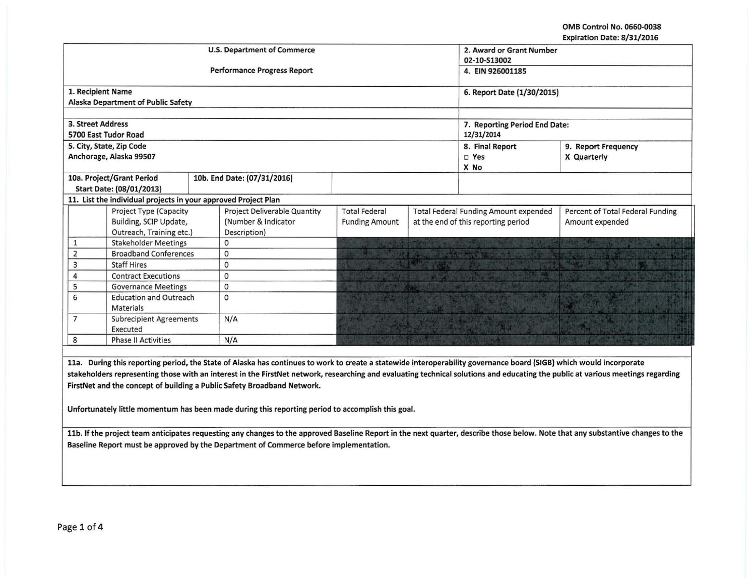OMB Control No. 0660-0038
Expiration Date: 8/31/2016

| U.S. Department of Commerce<br><br>Performance Progress Report | | 2. Award or Grant Number<br>02-10-S13002<br>4. EIN 926001185 | |
|---|---|---|---|
| 1. Recipient Name<br>Alaska Department of Public Safety | | 6. Report Date (1/30/2015) | |
| 3. Street Address<br>5700 East Tudor Road | | 7. Reporting Period End Date:<br>12/31/2014 | |
| 5. City, State, Zip Code<br>Anchorage, Alaska 99507 | | 8. Final Report<br>□ Yes<br>X No | 9. Report Frequency<br>X Quarterly |
| 10a. Project/Grant Period<br>Start Date: (08/01/2013) | 10b. End Date: (07/31/2016) | | |

11. List the individual projects in your approved Project Plan

| | Project Type (Capacity Building, SCIP Update, Outreach, Training etc.) | Project Deliverable Quantity (Number & Indicator Description) | Total Federal Funding Amount | Total Federal Funding Amount expended at the end of this reporting period | Percent of Total Federal Funding Amount expended |
|---|---|---|---|---|---|
| 1 | Stakeholder Meetings | 0 | | | |
| 2 | Broadband Conferences | 0 | | | |
| 3 | Staff Hires | 0 | | | |
| 4 | Contract Executions | 0 | | | |
| 5 | Governance Meetings | 0 | | | |
| 6 | Education and Outreach Materials | 0 | | | |
| 7 | Subrecipient Agreements Executed | N/A | | | |
| 8 | Phase II Activities | N/A | | | |

**11a. During this reporting period, the State of Alaska has continues to work to create a statewide interoperability governance board (SIGB) which would incorporate stakeholders representing those with an interest in the FirstNet network, researching and evaluating technical solutions and educating the public at various meetings regarding FirstNet and the concept of building a Public Safety Broadband Network.**

**Unfortunately little momentum has been made during this reporting period to accomplish this goal.**

**11b. If the project team anticipates requesting any changes to the approved Baseline Report in the next quarter, describe those below. Note that any substantive changes to the Baseline Report must be approved by the Department of Commerce before implementation.**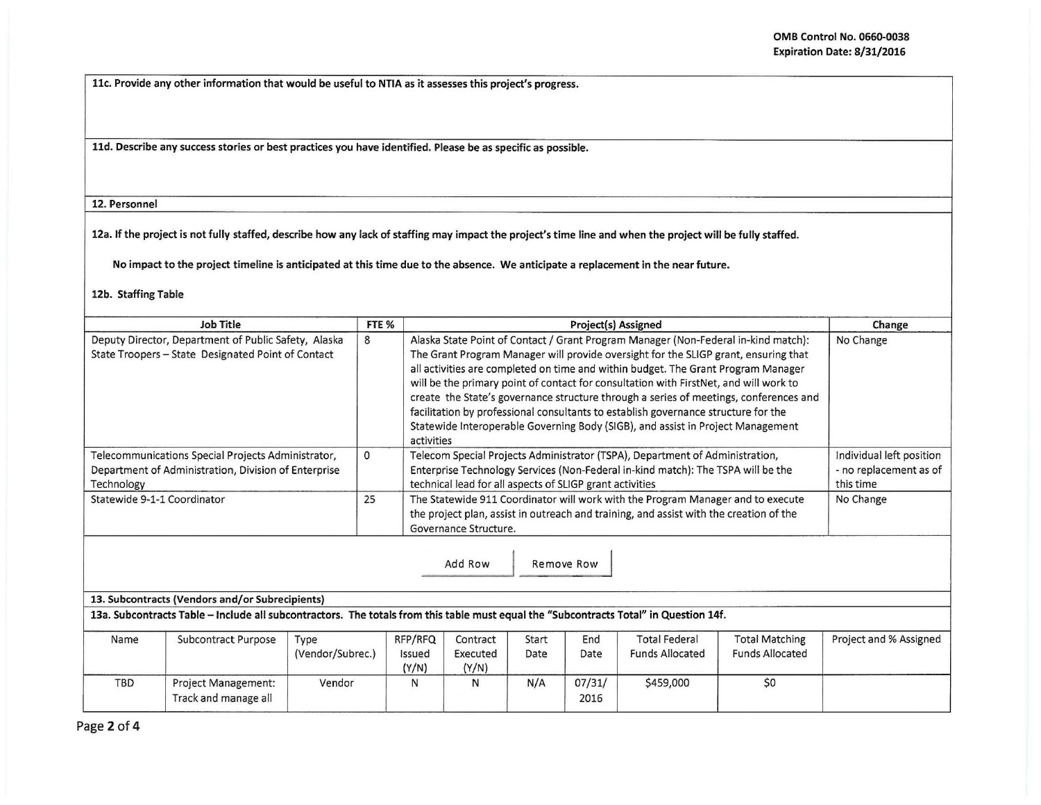**11c. Provide any other information that would be useful to NTIA as it assesses this project's progress.**

**11d. Describe any success stories or best practices you have identified. Please be as specific as possible.**

**12. Personnel**

**12a. If the project is not fully staffed, describe how any lack of staffing may impact the project's time line and when the project will be fully staffed.**

**No impact to the project timeline is anticipated at this time due to the absence. We anticipate a replacement in the near future.**

**12b. Staffing Table**

| Job Title | FTE % | Project(s) Assigned | Change |
|---|---|---|---|
| Deputy Director, Department of Public Safety, Alaska State Troopers – State Designated Point of Contact | 8 | Alaska State Point of Contact / Grant Program Manager (Non-Federal in-kind match): The Grant Program Manager will provide oversight for the SLIGP grant, ensuring that all activities are completed on time and within budget. The Grant Program Manager will be the primary point of contact for consultation with FirstNet, and will work to create the State's governance structure through a series of meetings, conferences and facilitation by professional consultants to establish governance structure for the Statewide Interoperable Governing Body (SIGB), and assist in Project Management activities | No Change |
| Telecommunications Special Projects Administrator, Department of Administration, Division of Enterprise Technology | 0 | Telecom Special Projects Administrator (TSPA), Department of Administration, Enterprise Technology Services (Non-Federal in-kind match): The TSPA will be the technical lead for all aspects of SLIGP grant activities | Individual left position - no replacement as of this time |
| Statewide 9-1-1 Coordinator | 25 | The Statewide 911 Coordinator will work with the Program Manager and to execute the project plan, assist in outreach and training, and assist with the creation of the Governance Structure. | No Change |

Add Row Remove Row

**13. Subcontracts (Vendors and/or Subrecipients)**

**13a. Subcontracts Table – Include all subcontractors. The totals from this table must equal the "Subcontracts Total" in Question 14f.**

| Name | Subcontract Purpose | Type (Vendor/Subrec.) | RFP/RFQ Issued (Y/N) | Contract Executed (Y/N) | Start Date | End Date | Total Federal Funds Allocated | Total Matching Funds Allocated | Project and % Assigned |
|---|---|---|---|---|---|---|---|---|---|
| TBD | Project Management: Track and manage all | Vendor | N | N | N/A | 07/31/ 2016 | $459,000 | $0 | |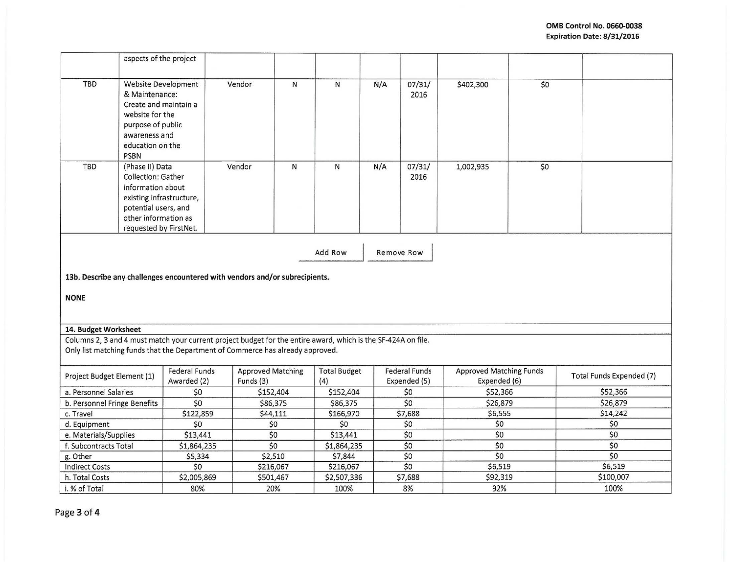| | | | | | | | | | |
|---|---|---|---|---|---|---|---|---|---|
| | aspects of the project | | | | | | | | |
| TBD | Website Development & Maintenance: Create and maintain a website for the purpose of public awareness and education on the PSBN | Vendor | N | N | N/A | 07/31/ 2016 | $402,300 | $0 | |
| TBD | (Phase II) Data Collection: Gather information about existing infrastructure, potential users, and other information as requested by FirstNet. | Vendor | N | N | N/A | 07/31/ 2016 | 1,002,935 | $0 | |

Add Row | Remove Row

**13b. Describe any challenges encountered with vendors and/or subrecipients.**

**NONE**

**14. Budget Worksheet**

Columns 2, 3 and 4 must match your current project budget for the entire award, which is the SF-424A on file.
Only list matching funds that the Department of Commerce has already approved.

| Project Budget Element (1) | Federal Funds Awarded (2) | Approved Matching Funds (3) | Total Budget (4) | Federal Funds Expended (5) | Approved Matching Funds Expended (6) | Total Funds Expended (7) |
|---|---|---|---|---|---|---|
| a. Personnel Salaries | $0 | $152,404 | $152,404 | $0 | $52,366 | $52,366 |
| b. Personnel Fringe Benefits | $0 | $86,375 | $86,375 | $0 | $26,879 | $26,879 |
| c. Travel | $122,859 | $44,111 | $166,970 | $7,688 | $6,555 | $14,242 |
| d. Equipment | $0 | $0 | $0 | $0 | $0 | $0 |
| e. Materials/Supplies | $13,441 | $0 | $13,441 | $0 | $0 | $0 |
| f. Subcontracts Total | $1,864,235 | $0 | $1,864,235 | $0 | $0 | $0 |
| g. Other | $5,334 | $2,510 | $7,844 | $0 | $0 | $0 |
| Indirect Costs | $0 | $216,067 | $216,067 | $0 | $6,519 | $6,519 |
| h. Total Costs | $2,005,869 | $501,467 | $2,507,336 | $7,688 | $92,319 | $100,007 |
| i. % of Total | 80% | 20% | 100% | 8% | 92% | 100% |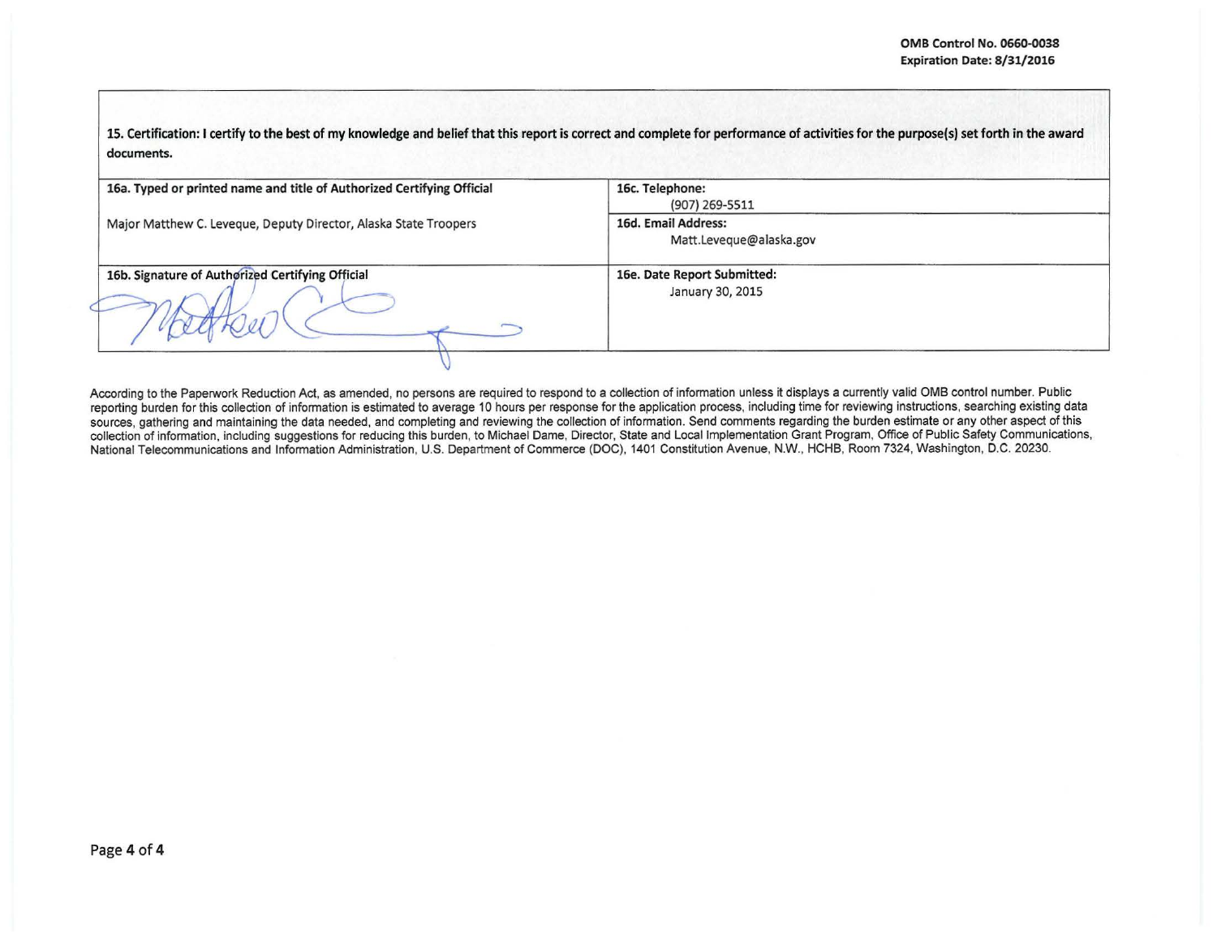OMB Control No. 0660-0038
Expiration Date: 8/31/2016

**15. Certification: I certify to the best of my knowledge and belief that this report is correct and complete for performance of activities for the purpose(s) set forth in the award documents.**

| | |
|---|---|
| **16a. Typed or printed name and title of Authorized Certifying Official**<br><br>Major Matthew C. Leveque, Deputy Director, Alaska State Troopers | **16c. Telephone:**<br>(907) 269-5511<br><br>**16d. Email Address:**<br>Matt.Leveque@alaska.gov |
| **16b. Signature of Authorized Certifying Official** | **16e. Date Report Submitted:**<br>January 30, 2015 |

According to the Paperwork Reduction Act, as amended, no persons are required to respond to a collection of information unless it displays a currently valid OMB control number. Public reporting burden for this collection of information is estimated to average 10 hours per response for the application process, including time for reviewing instructions, searching existing data sources, gathering and maintaining the data needed, and completing and reviewing the collection of information. Send comments regarding the burden estimate or any other aspect of this collection of information, including suggestions for reducing this burden, to Michael Dame, Director, State and Local Implementation Grant Program, Office of Public Safety Communications, National Telecommunications and Information Administration, U.S. Department of Commerce (DOC), 1401 Constitution Avenue, N.W., HCHB, Room 7324, Washington, D.C. 20230.